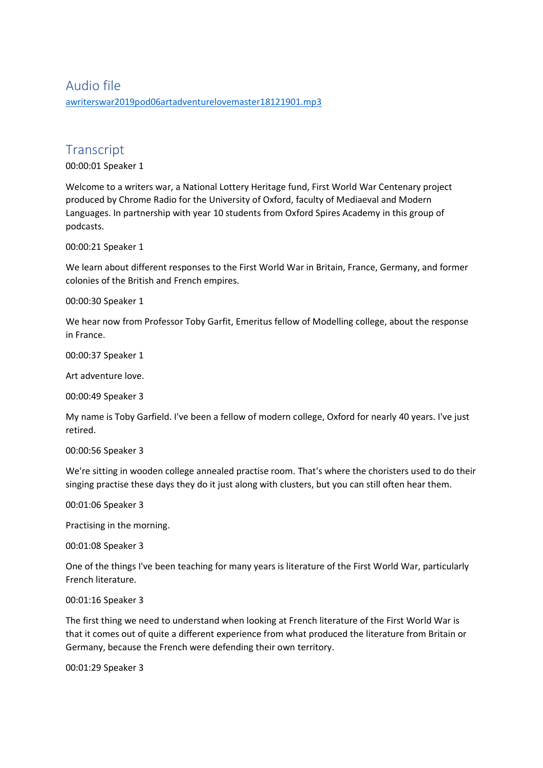## Audio file

awriterswar2019pod06artadventurelovemaster18121901.mp3

## Transcript

00:00:01 Speaker 1

Welcome to a writers war, a National Lottery Heritage fund, First World War Centenary project produced by Chrome Radio for the University of Oxford, faculty of Mediaeval and Modern Languages. In partnership with year 10 students from Oxford Spires Academy in this group of podcasts.

00:00:21 Speaker 1

We learn about different responses to the First World War in Britain, France, Germany, and former colonies of the British and French empires.

00:00:30 Speaker 1

We hear now from Professor Toby Garfit, Emeritus fellow of Modelling college, about the response in France.

00:00:37 Speaker 1

Art adventure love.

00:00:49 Speaker 3

My name is Toby Garfield. I've been a fellow of modern college, Oxford for nearly 40 years. I've just retired.

00:00:56 Speaker 3

We're sitting in wooden college annealed practise room. That's where the choristers used to do their singing practise these days they do it just along with clusters, but you can still often hear them.

00:01:06 Speaker 3

Practising in the morning.

00:01:08 Speaker 3

One of the things I've been teaching for many years is literature of the First World War, particularly French literature.

00:01:16 Speaker 3

The first thing we need to understand when looking at French literature of the First World War is that it comes out of quite a different experience from what produced the literature from Britain or Germany, because the French were defending their own territory.

00:01:29 Speaker 3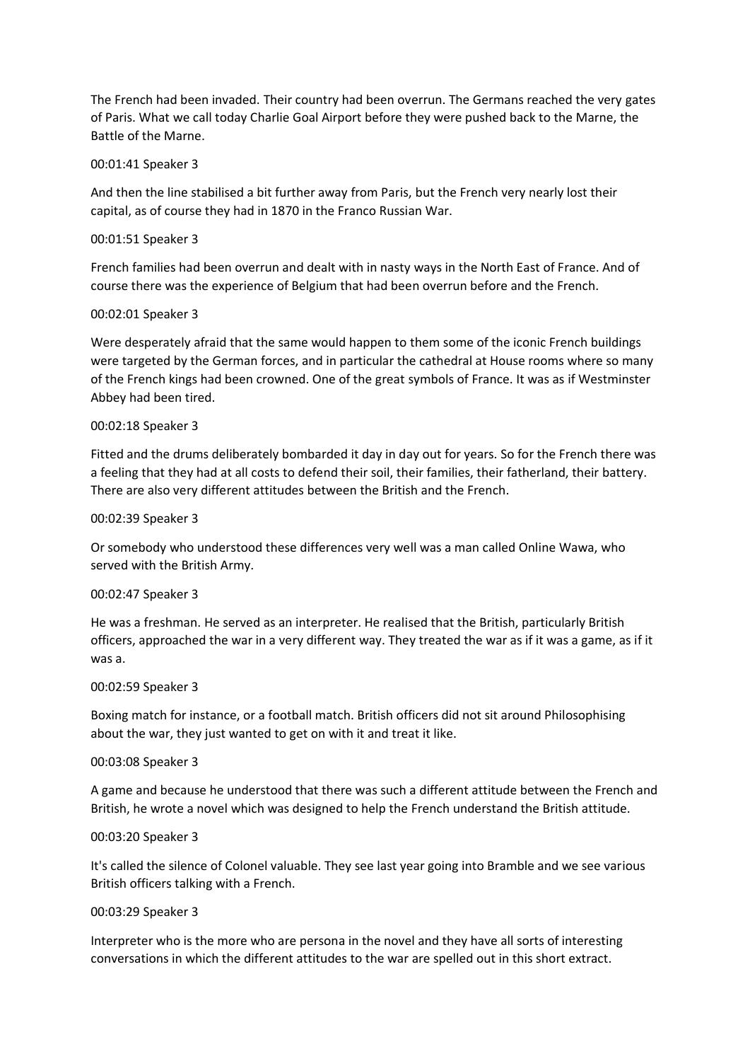The French had been invaded. Their country had been overrun. The Germans reached the very gates of Paris. What we call today Charlie Goal Airport before they were pushed back to the Marne, the Battle of the Marne.

00:01:41 Speaker 3

And then the line stabilised a bit further away from Paris, but the French very nearly lost their capital, as of course they had in 1870 in the Franco Russian War.

00:01:51 Speaker 3

French families had been overrun and dealt with in nasty ways in the North East of France. And of course there was the experience of Belgium that had been overrun before and the French.

00:02:01 Speaker 3

Were desperately afraid that the same would happen to them some of the iconic French buildings were targeted by the German forces, and in particular the cathedral at House rooms where so many of the French kings had been crowned. One of the great symbols of France. It was as if Westminster Abbey had been tired.

00:02:18 Speaker 3

Fitted and the drums deliberately bombarded it day in day out for years. So for the French there was a feeling that they had at all costs to defend their soil, their families, their fatherland, their battery. There are also very different attitudes between the British and the French.

00:02:39 Speaker 3

Or somebody who understood these differences very well was a man called Online Wawa, who served with the British Army.

00:02:47 Speaker 3

He was a freshman. He served as an interpreter. He realised that the British, particularly British officers, approached the war in a very different way. They treated the war as if it was a game, as if it was a.

00:02:59 Speaker 3

Boxing match for instance, or a football match. British officers did not sit around Philosophising about the war, they just wanted to get on with it and treat it like.

00:03:08 Speaker 3

A game and because he understood that there was such a different attitude between the French and British, he wrote a novel which was designed to help the French understand the British attitude.

00:03:20 Speaker 3

It's called the silence of Colonel valuable. They see last year going into Bramble and we see various British officers talking with a French.

00:03:29 Speaker 3

Interpreter who is the more who are persona in the novel and they have all sorts of interesting conversations in which the different attitudes to the war are spelled out in this short extract.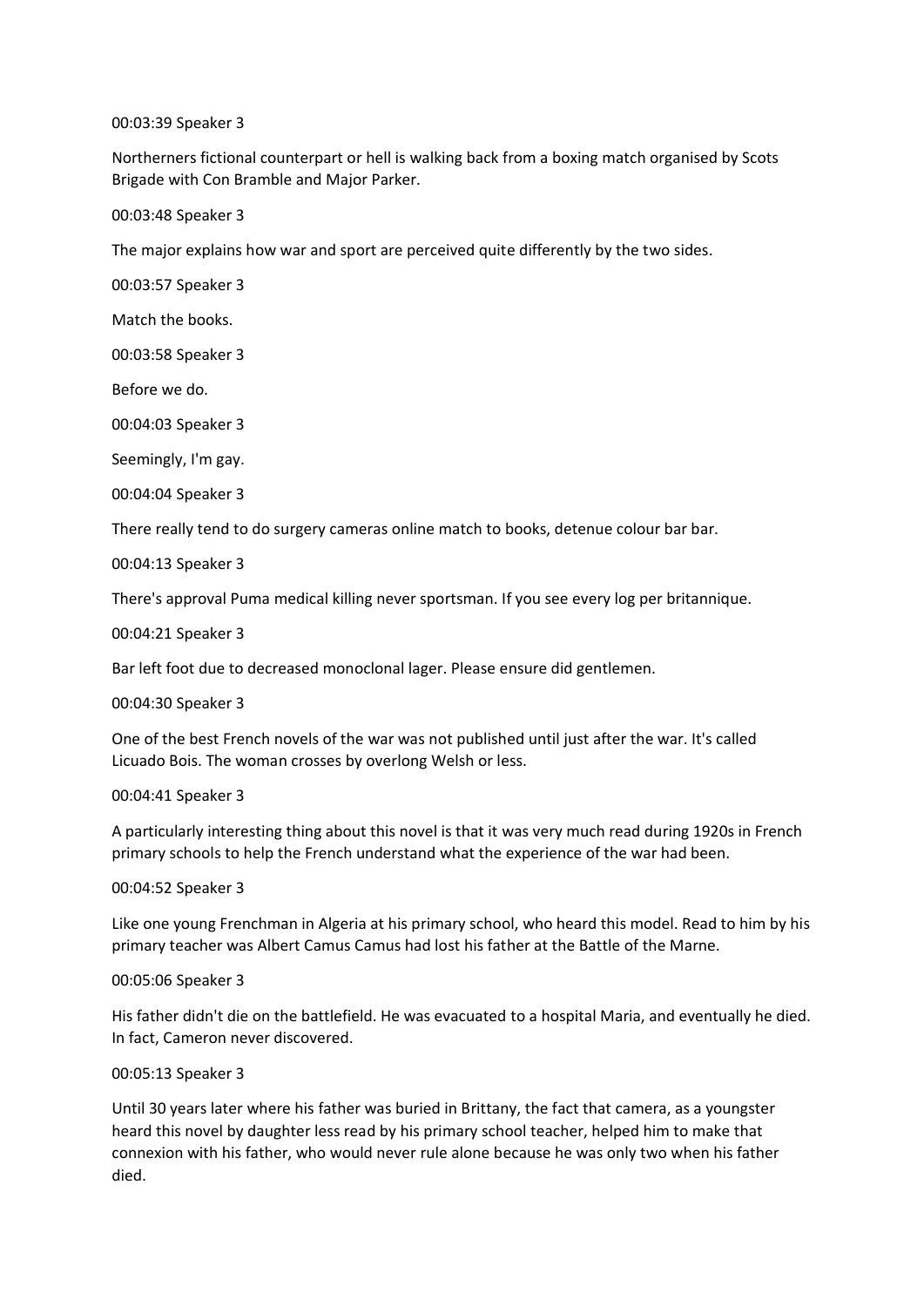00:03:39 Speaker 3

Northerners fictional counterpart or hell is walking back from a boxing match organised by Scots Brigade with Con Bramble and Major Parker.

00:03:48 Speaker 3

The major explains how war and sport are perceived quite differently by the two sides.

00:03:57 Speaker 3

Match the books.

00:03:58 Speaker 3

Before we do.

00:04:03 Speaker 3

Seemingly, I'm gay.

00:04:04 Speaker 3

There really tend to do surgery cameras online match to books, detenue colour bar bar.

00:04:13 Speaker 3

There's approval Puma medical killing never sportsman. If you see every log per britannique.

00:04:21 Speaker 3

Bar left foot due to decreased monoclonal lager. Please ensure did gentlemen.

00:04:30 Speaker 3

One of the best French novels of the war was not published until just after the war. It's called Licuado Bois. The woman crosses by overlong Welsh or less.

00:04:41 Speaker 3

A particularly interesting thing about this novel is that it was very much read during 1920s in French primary schools to help the French understand what the experience of the war had been.

00:04:52 Speaker 3

Like one young Frenchman in Algeria at his primary school, who heard this model. Read to him by his primary teacher was Albert Camus Camus had lost his father at the Battle of the Marne.

00:05:06 Speaker 3

His father didn't die on the battlefield. He was evacuated to a hospital Maria, and eventually he died. In fact, Cameron never discovered.

00:05:13 Speaker 3

Until 30 years later where his father was buried in Brittany, the fact that camera, as a youngster heard this novel by daughter less read by his primary school teacher, helped him to make that connexion with his father, who would never rule alone because he was only two when his father died.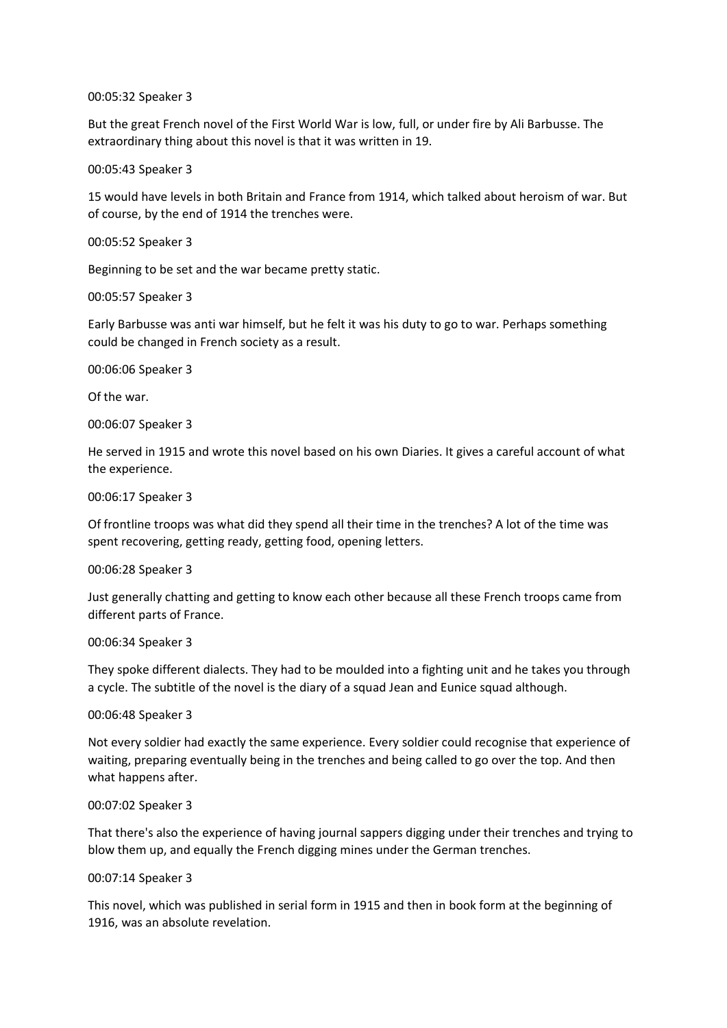00:05:32 Speaker 3

But the great French novel of the First World War is low, full, or under fire by Ali Barbusse. The extraordinary thing about this novel is that it was written in 19.

00:05:43 Speaker 3

15 would have levels in both Britain and France from 1914, which talked about heroism of war. But of course, by the end of 1914 the trenches were.

00:05:52 Speaker 3

Beginning to be set and the war became pretty static.

00:05:57 Speaker 3

Early Barbusse was anti war himself, but he felt it was his duty to go to war. Perhaps something could be changed in French society as a result.

00:06:06 Speaker 3

Of the war.

00:06:07 Speaker 3

He served in 1915 and wrote this novel based on his own Diaries. It gives a careful account of what the experience.

00:06:17 Speaker 3

Of frontline troops was what did they spend all their time in the trenches? A lot of the time was spent recovering, getting ready, getting food, opening letters.

00:06:28 Speaker 3

Just generally chatting and getting to know each other because all these French troops came from different parts of France.

00:06:34 Speaker 3

They spoke different dialects. They had to be moulded into a fighting unit and he takes you through a cycle. The subtitle of the novel is the diary of a squad Jean and Eunice squad although.

00:06:48 Speaker 3

Not every soldier had exactly the same experience. Every soldier could recognise that experience of waiting, preparing eventually being in the trenches and being called to go over the top. And then what happens after.

00:07:02 Speaker 3

That there's also the experience of having journal sappers digging under their trenches and trying to blow them up, and equally the French digging mines under the German trenches.

00:07:14 Speaker 3

This novel, which was published in serial form in 1915 and then in book form at the beginning of 1916, was an absolute revelation.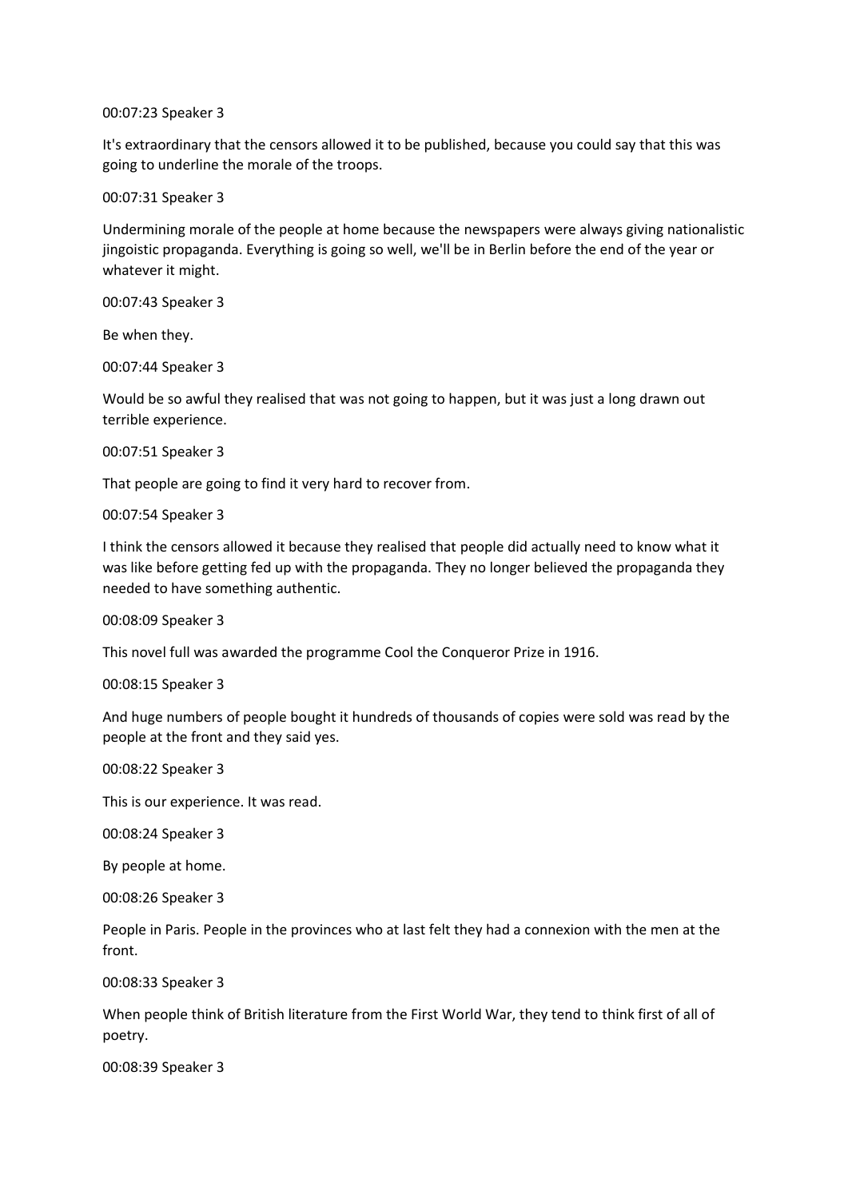00:07:23 Speaker 3

It's extraordinary that the censors allowed it to be published, because you could say that this was going to underline the morale of the troops.

00:07:31 Speaker 3

Undermining morale of the people at home because the newspapers were always giving nationalistic jingoistic propaganda. Everything is going so well, we'll be in Berlin before the end of the year or whatever it might.

00:07:43 Speaker 3

Be when they.

00:07:44 Speaker 3

Would be so awful they realised that was not going to happen, but it was just a long drawn out terrible experience.

00:07:51 Speaker 3

That people are going to find it very hard to recover from.

00:07:54 Speaker 3

I think the censors allowed it because they realised that people did actually need to know what it was like before getting fed up with the propaganda. They no longer believed the propaganda they needed to have something authentic.

00:08:09 Speaker 3

This novel full was awarded the programme Cool the Conqueror Prize in 1916.

00:08:15 Speaker 3

And huge numbers of people bought it hundreds of thousands of copies were sold was read by the people at the front and they said yes.

00:08:22 Speaker 3

This is our experience. It was read.

00:08:24 Speaker 3

By people at home.

00:08:26 Speaker 3

People in Paris. People in the provinces who at last felt they had a connexion with the men at the front.

00:08:33 Speaker 3

When people think of British literature from the First World War, they tend to think first of all of poetry.

00:08:39 Speaker 3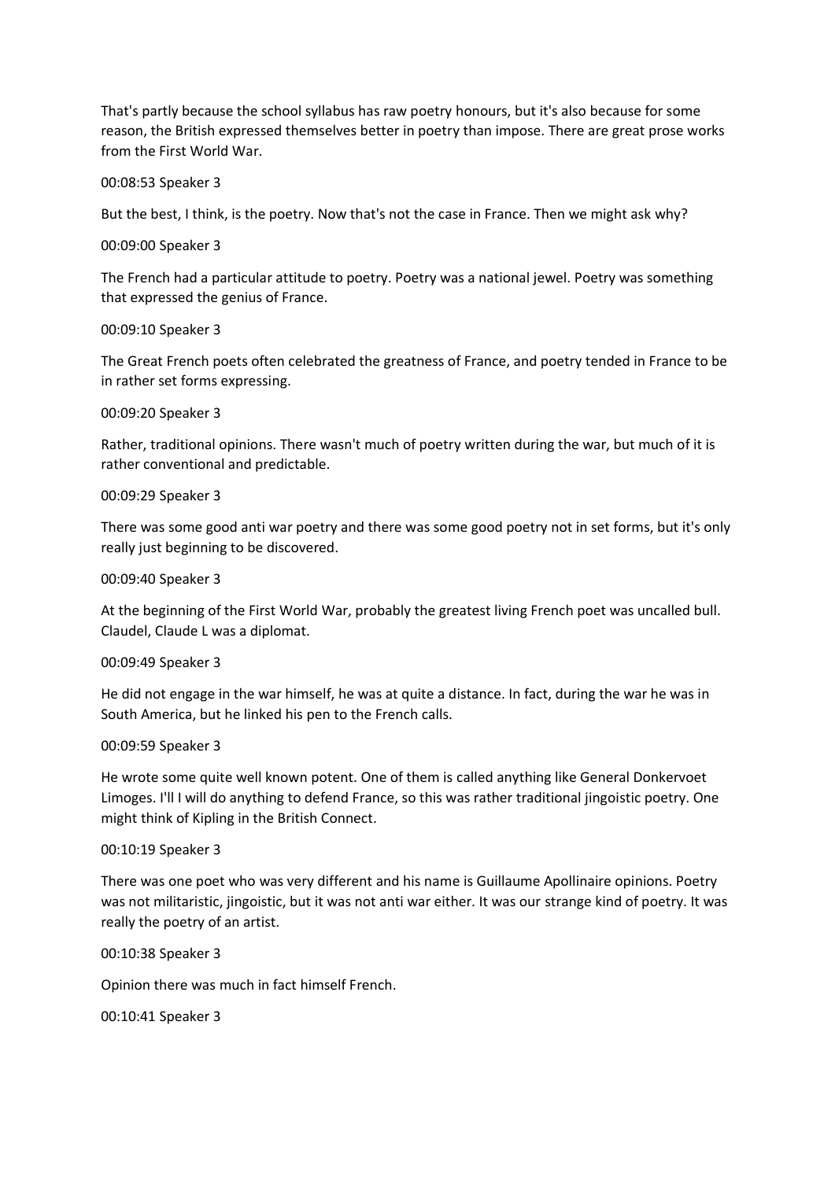That's partly because the school syllabus has raw poetry honours, but it's also because for some reason, the British expressed themselves better in poetry than impose. There are great prose works from the First World War.

00:08:53 Speaker 3

But the best, I think, is the poetry. Now that's not the case in France. Then we might ask why?

00:09:00 Speaker 3

The French had a particular attitude to poetry. Poetry was a national jewel. Poetry was something that expressed the genius of France.

00:09:10 Speaker 3

The Great French poets often celebrated the greatness of France, and poetry tended in France to be in rather set forms expressing.

00:09:20 Speaker 3

Rather, traditional opinions. There wasn't much of poetry written during the war, but much of it is rather conventional and predictable.

00:09:29 Speaker 3

There was some good anti war poetry and there was some good poetry not in set forms, but it's only really just beginning to be discovered.

00:09:40 Speaker 3

At the beginning of the First World War, probably the greatest living French poet was uncalled bull. Claudel, Claude L was a diplomat.

00:09:49 Speaker 3

He did not engage in the war himself, he was at quite a distance. In fact, during the war he was in South America, but he linked his pen to the French calls.

00:09:59 Speaker 3

He wrote some quite well known potent. One of them is called anything like General Donkervoet Limoges. I'll I will do anything to defend France, so this was rather traditional jingoistic poetry. One might think of Kipling in the British Connect.

00:10:19 Speaker 3

There was one poet who was very different and his name is Guillaume Apollinaire opinions. Poetry was not militaristic, jingoistic, but it was not anti war either. It was our strange kind of poetry. It was really the poetry of an artist.

00:10:38 Speaker 3

Opinion there was much in fact himself French.

00:10:41 Speaker 3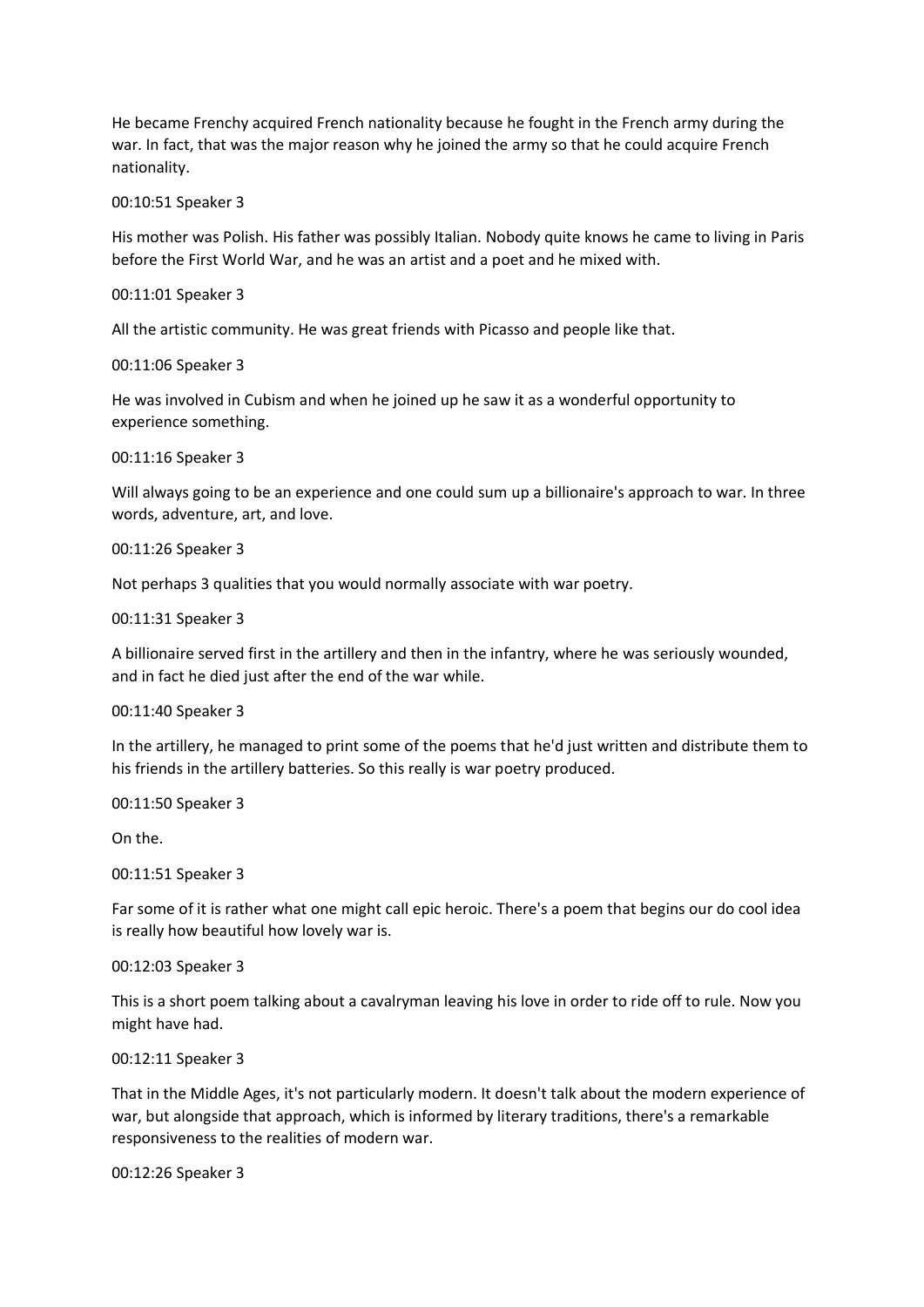He became Frenchy acquired French nationality because he fought in the French army during the war. In fact, that was the major reason why he joined the army so that he could acquire French nationality.

00:10:51 Speaker 3

His mother was Polish. His father was possibly Italian. Nobody quite knows he came to living in Paris before the First World War, and he was an artist and a poet and he mixed with.

00:11:01 Speaker 3

All the artistic community. He was great friends with Picasso and people like that.

00:11:06 Speaker 3

He was involved in Cubism and when he joined up he saw it as a wonderful opportunity to experience something.

00:11:16 Speaker 3

Will always going to be an experience and one could sum up a billionaire's approach to war. In three words, adventure, art, and love.

00:11:26 Speaker 3

Not perhaps 3 qualities that you would normally associate with war poetry.

00:11:31 Speaker 3

A billionaire served first in the artillery and then in the infantry, where he was seriously wounded, and in fact he died just after the end of the war while.

00:11:40 Speaker 3

In the artillery, he managed to print some of the poems that he'd just written and distribute them to his friends in the artillery batteries. So this really is war poetry produced.

00:11:50 Speaker 3

On the.

00:11:51 Speaker 3

Far some of it is rather what one might call epic heroic. There's a poem that begins our do cool idea is really how beautiful how lovely war is.

00:12:03 Speaker 3

This is a short poem talking about a cavalryman leaving his love in order to ride off to rule. Now you might have had.

00:12:11 Speaker 3

That in the Middle Ages, it's not particularly modern. It doesn't talk about the modern experience of war, but alongside that approach, which is informed by literary traditions, there's a remarkable responsiveness to the realities of modern war.

00:12:26 Speaker 3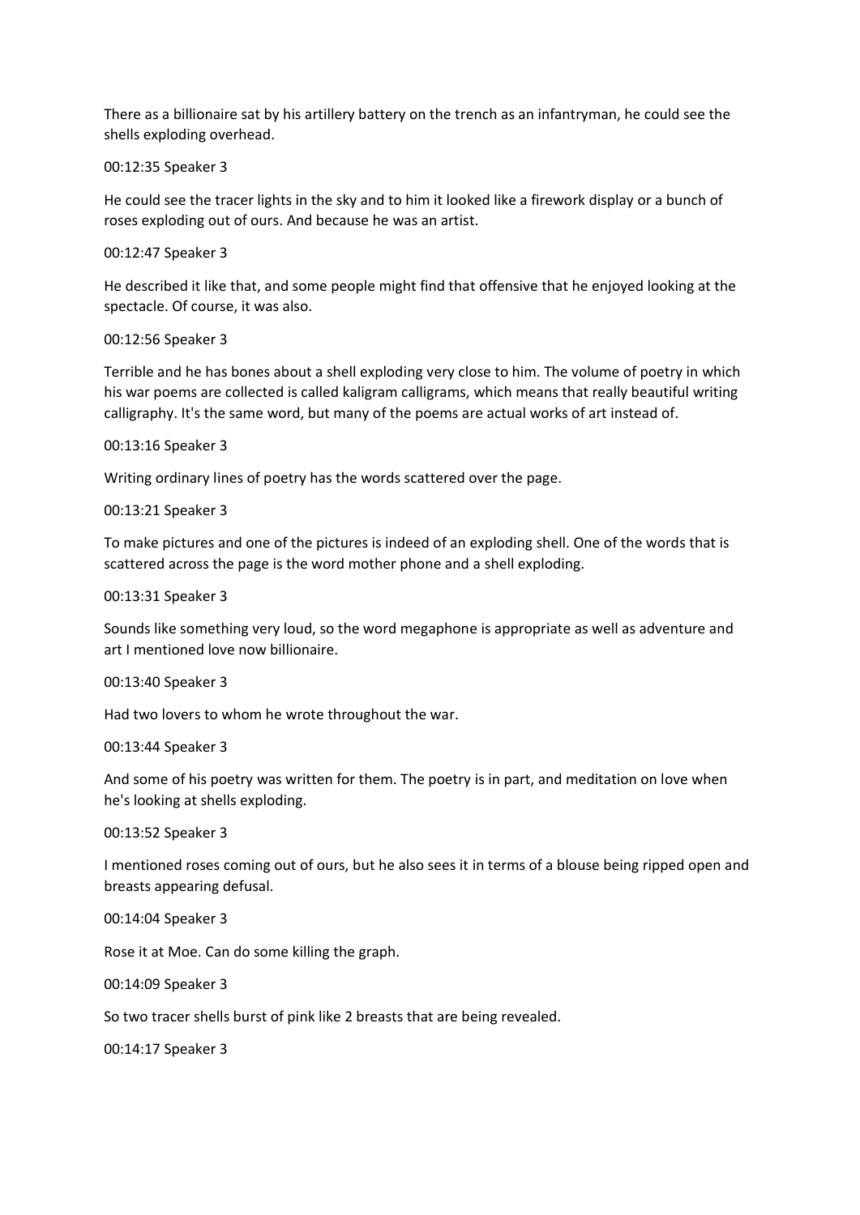There as a billionaire sat by his artillery battery on the trench as an infantryman, he could see the shells exploding overhead.

00:12:35 Speaker 3

He could see the tracer lights in the sky and to him it looked like a firework display or a bunch of roses exploding out of ours. And because he was an artist.

00:12:47 Speaker 3

He described it like that, and some people might find that offensive that he enjoyed looking at the spectacle. Of course, it was also.

00:12:56 Speaker 3

Terrible and he has bones about a shell exploding very close to him. The volume of poetry in which his war poems are collected is called kaligram calligrams, which means that really beautiful writing calligraphy. It's the same word, but many of the poems are actual works of art instead of.

00:13:16 Speaker 3

Writing ordinary lines of poetry has the words scattered over the page.

00:13:21 Speaker 3

To make pictures and one of the pictures is indeed of an exploding shell. One of the words that is scattered across the page is the word mother phone and a shell exploding.

00:13:31 Speaker 3

Sounds like something very loud, so the word megaphone is appropriate as well as adventure and art I mentioned love now billionaire.

00:13:40 Speaker 3

Had two lovers to whom he wrote throughout the war.

00:13:44 Speaker 3

And some of his poetry was written for them. The poetry is in part, and meditation on love when he's looking at shells exploding.

00:13:52 Speaker 3

I mentioned roses coming out of ours, but he also sees it in terms of a blouse being ripped open and breasts appearing defusal.

00:14:04 Speaker 3

Rose it at Moe. Can do some killing the graph.

00:14:09 Speaker 3

So two tracer shells burst of pink like 2 breasts that are being revealed.

00:14:17 Speaker 3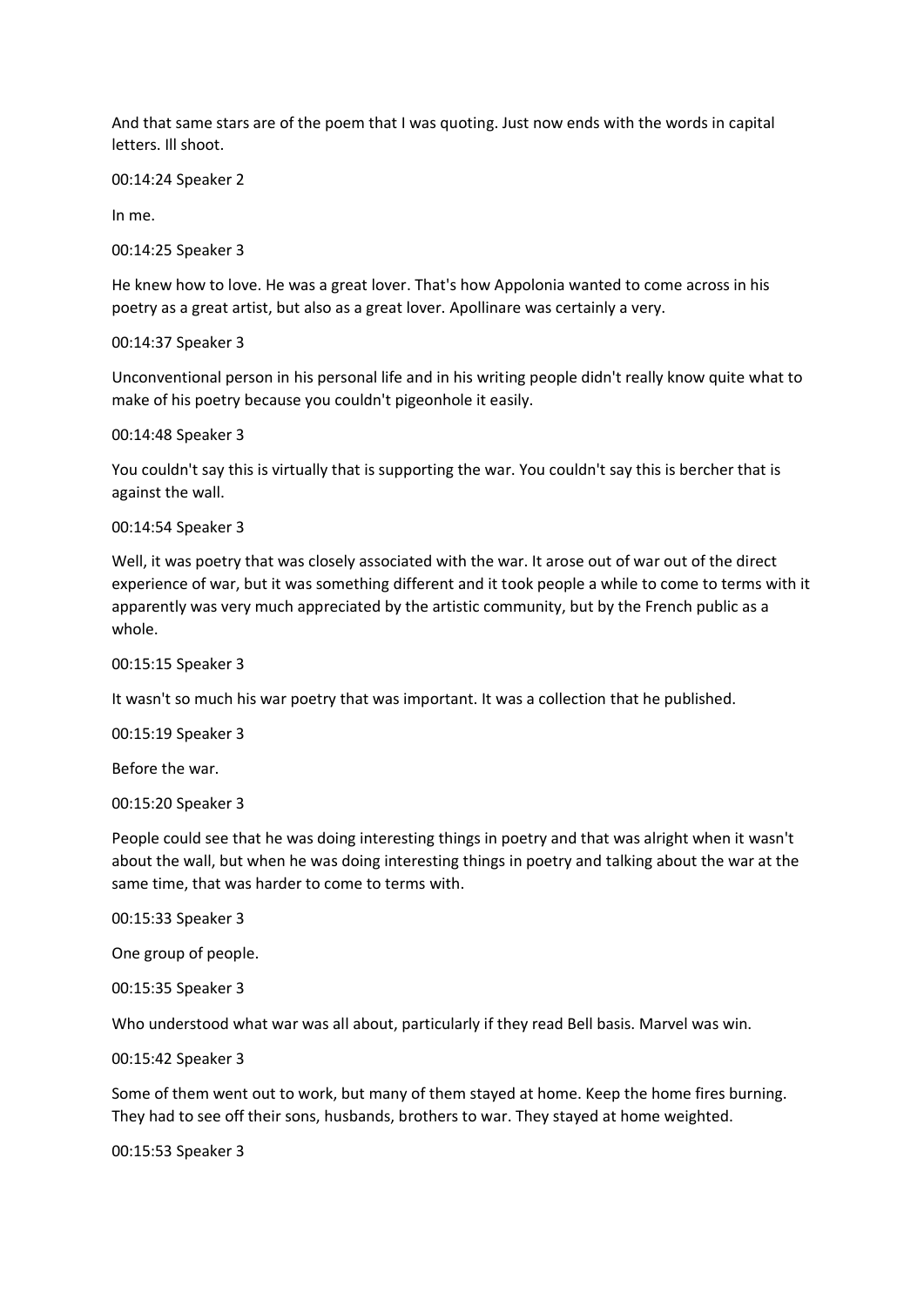And that same stars are of the poem that I was quoting. Just now ends with the words in capital letters. Ill shoot.

00:14:24 Speaker 2

In me.

00:14:25 Speaker 3

He knew how to love. He was a great lover. That's how Appolonia wanted to come across in his poetry as a great artist, but also as a great lover. Apollinare was certainly a very.

00:14:37 Speaker 3

Unconventional person in his personal life and in his writing people didn't really know quite what to make of his poetry because you couldn't pigeonhole it easily.

00:14:48 Speaker 3

You couldn't say this is virtually that is supporting the war. You couldn't say this is bercher that is against the wall.

00:14:54 Speaker 3

Well, it was poetry that was closely associated with the war. It arose out of war out of the direct experience of war, but it was something different and it took people a while to come to terms with it apparently was very much appreciated by the artistic community, but by the French public as a whole.

00:15:15 Speaker 3

It wasn't so much his war poetry that was important. It was a collection that he published.

00:15:19 Speaker 3

Before the war.

00:15:20 Speaker 3

People could see that he was doing interesting things in poetry and that was alright when it wasn't about the wall, but when he was doing interesting things in poetry and talking about the war at the same time, that was harder to come to terms with.

00:15:33 Speaker 3

One group of people.

00:15:35 Speaker 3

Who understood what war was all about, particularly if they read Bell basis. Marvel was win.

00:15:42 Speaker 3

Some of them went out to work, but many of them stayed at home. Keep the home fires burning. They had to see off their sons, husbands, brothers to war. They stayed at home weighted.

00:15:53 Speaker 3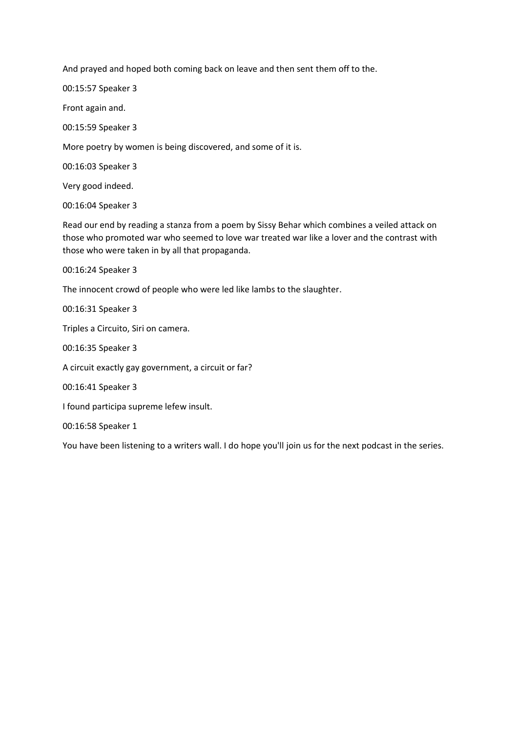And prayed and hoped both coming back on leave and then sent them off to the.

00:15:57 Speaker 3

Front again and.

00:15:59 Speaker 3

More poetry by women is being discovered, and some of it is.

00:16:03 Speaker 3

Very good indeed.

00:16:04 Speaker 3

Read our end by reading a stanza from a poem by Sissy Behar which combines a veiled attack on those who promoted war who seemed to love war treated war like a lover and the contrast with those who were taken in by all that propaganda.

00:16:24 Speaker 3

The innocent crowd of people who were led like lambs to the slaughter.

00:16:31 Speaker 3

Triples a Circuito, Siri on camera.

00:16:35 Speaker 3

A circuit exactly gay government, a circuit or far?

00:16:41 Speaker 3

I found participa supreme lefew insult.

00:16:58 Speaker 1

You have been listening to a writers wall. I do hope you'll join us for the next podcast in the series.